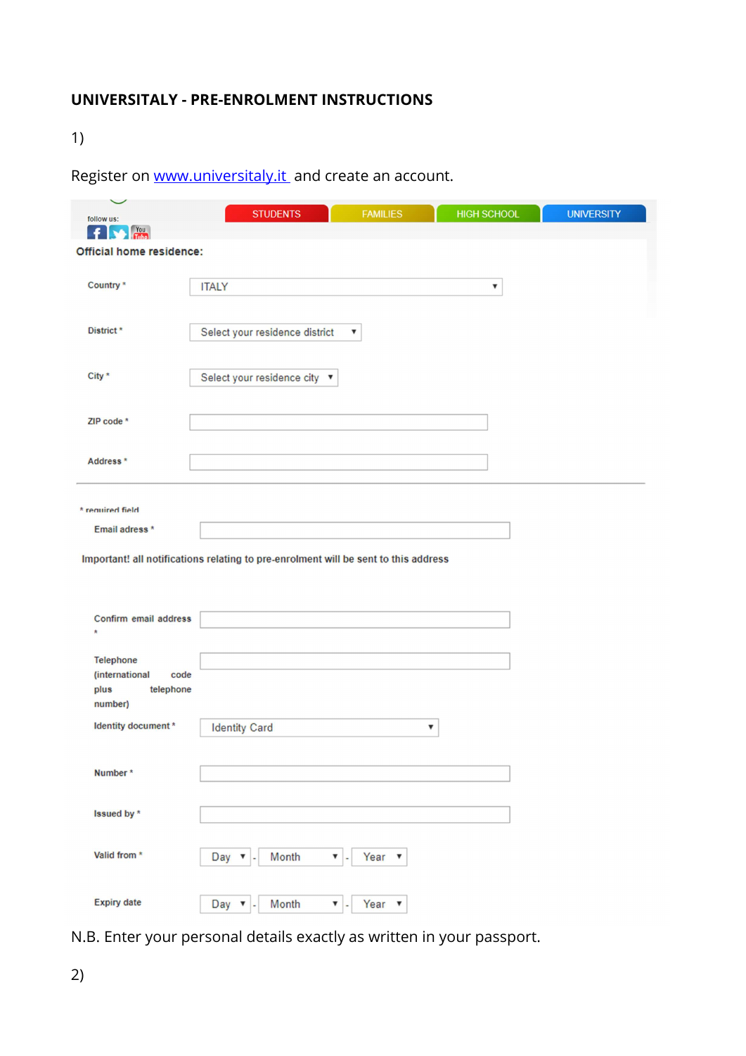# UNIVERSITALY - PRE-ENROLMENT INSTRUCTIONS

1)

Register on [www.universitaly.it](http://www.universitaly.it) and create an account.

follow us:

STUDENTS | FAMILIES | HIGH SCHOOL | UNIVERSITY

**Official home residence:**

Country * ITALY

District * Select your residence district

City * Select your residence city

ZIP code *

Address *

* required field

Email adress *

Important! all notifications relating to pre-enrolment will be sent to this address

Confirm email address *

Telephone (international code plus telephone number)

Identity document * Identity Card

Number *

Issued by *

Valid from * Day - Month - Year

Expiry date Day - Month - Year

N.B. Enter your personal details exactly as written in your passport.

2)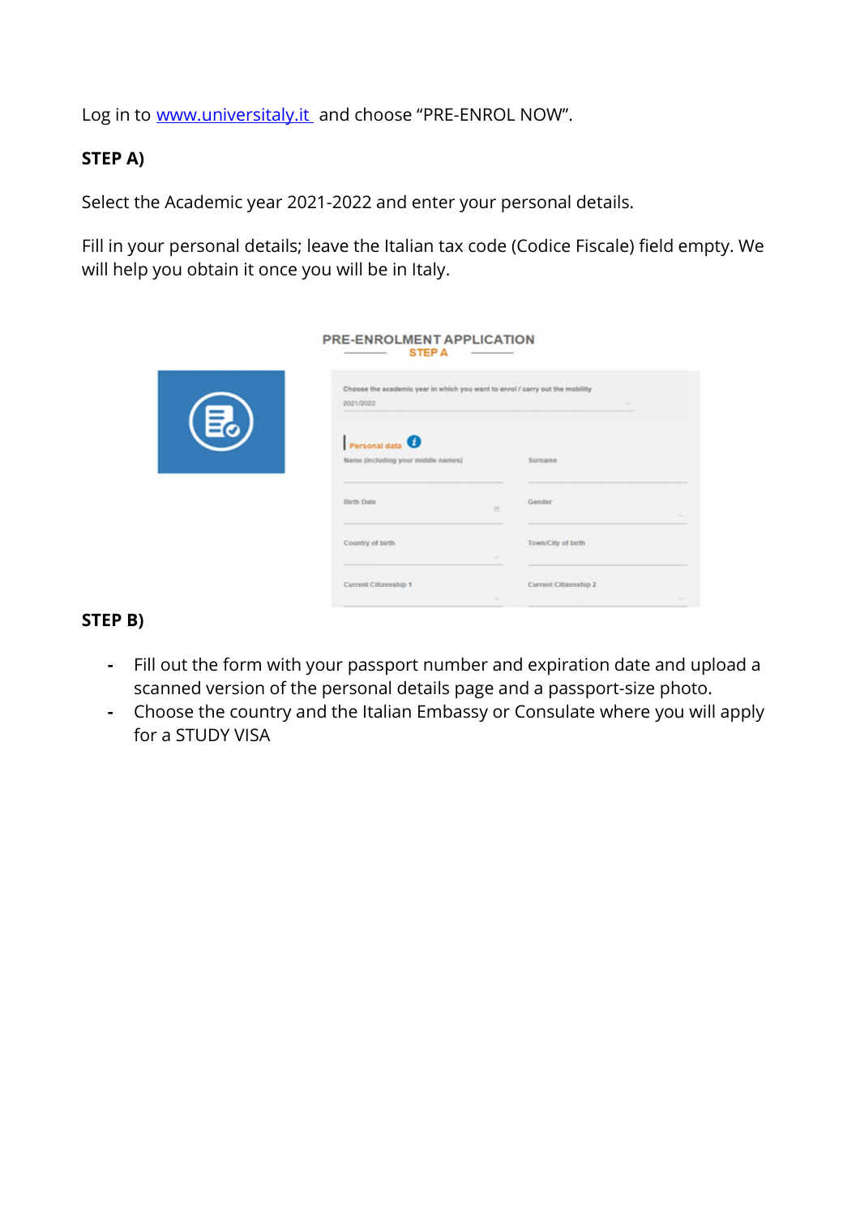Log in to [www.universitaly.it](http://www.universitaly.it) and choose “PRE-ENROL NOW”.

**STEP A)**

Select the Academic year 2021-2022 and enter your personal details.

Fill in your personal details; leave the Italian tax code (Codice Fiscale) field empty. We will help you obtain it once you will be in Italy.

**STEP B)**

- Fill out the form with your passport number and expiration date and upload a scanned version of the personal details page and a passport-size photo.
- Choose the country and the Italian Embassy or Consulate where you will apply for a STUDY VISA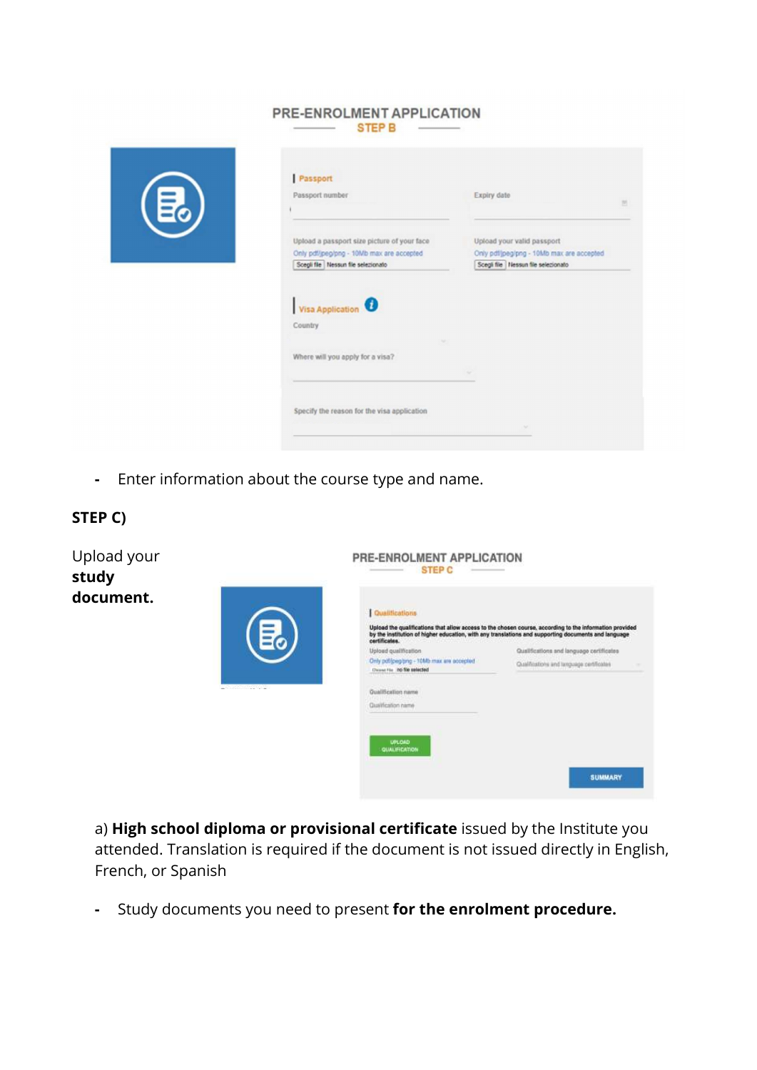PRE-ENROLMENT APPLICATION
STEP B

Passport
Passport number | Expiry date

Upload a passport size picture of your face
Only pdf/jpeg/png - 10Mb max are accepted
Scegli file | Nessun file selezionato

Upload your valid passport
Only pdf/jpeg/png - 10Mb max are accepted
Scegli file | Nessun file selezionato

Visa Application
Country

Where will you apply for a visa?

Specify the reason for the visa application

- Enter information about the course type and name.

**STEP C)**

Upload your **study document.**

PRE-ENROLMENT APPLICATION
STEP C

Qualifications

**Upload the qualifications that allow access to the chosen course, according to the information provided by the institution of higher education, with any translations and supporting documents and language certificates.**

Upload qualification
Only pdf/jpeg/png - 10Mb max are accepted
Choose File | no file selected

Qualifications and language certificates
Qualifications and language certificates

Qualification name
Qualification name

UPLOAD QUALIFICATION

SUMMARY

a) **High school diploma or provisional certificate** issued by the Institute you attended. Translation is required if the document is not issued directly in English, French, or Spanish

- Study documents you need to present **for the enrolment procedure.**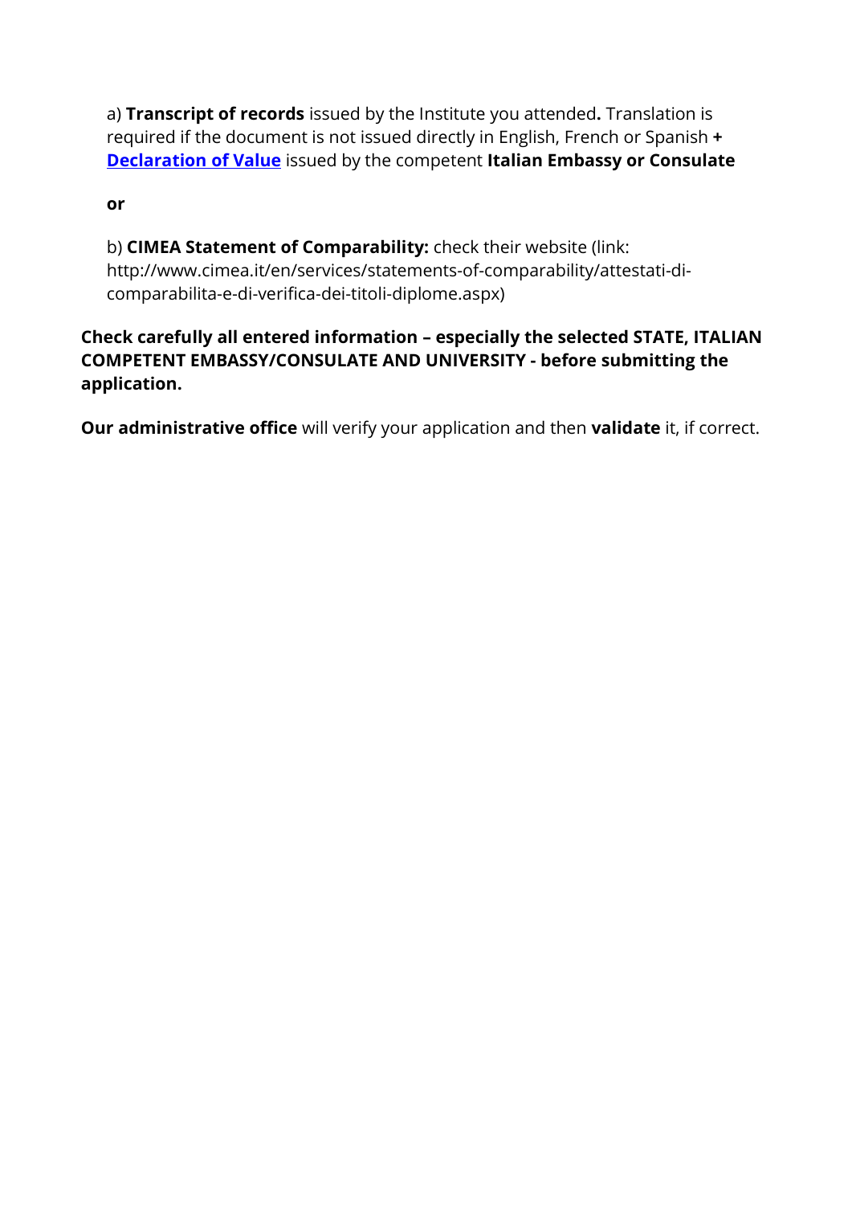a) **Transcript of records** issued by the Institute you attended**.** Translation is required if the document is not issued directly in English, French or Spanish **+** **Declaration of Value** issued by the competent **Italian Embassy or Consulate**

**or**

b) **CIMEA Statement of Comparability:** check their website (link: http://www.cimea.it/en/services/statements-of-comparability/attestati-di-comparabilita-e-di-verifica-dei-titoli-diplome.aspx)

**Check carefully all entered information – especially the selected STATE, ITALIAN COMPETENT EMBASSY/CONSULATE AND UNIVERSITY - before submitting the application.**

**Our administrative office** will verify your application and then **validate** it, if correct.